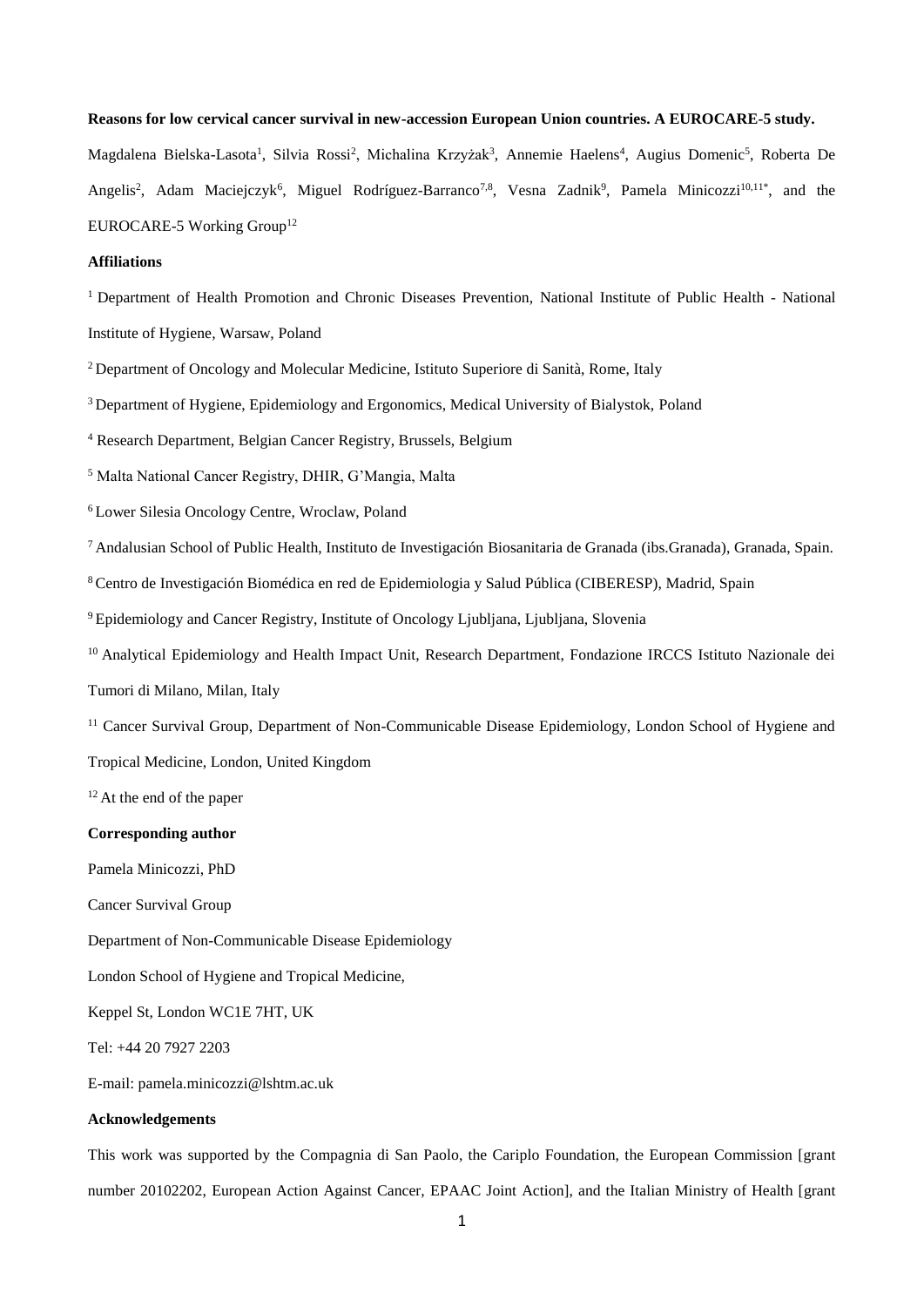**Reasons for low cervical cancer survival in new-accession European Union countries. A EUROCARE-5 study.**

Magdalena Bielska-Lasota[1], Silvia Rossi[2], Michalina Krzyżak[3], Annemie Haelens[4], Augius Domenic[5], Roberta De Angelis[2], Adam Maciejczyk[6], Miguel Rodríguez-Barranco[7,8], Vesna Zadnik[9], Pamela Minicozzi[10,11*], and the EUROCARE-5 Working Group[12]

**Affiliations**

[1] Department of Health Promotion and Chronic Diseases Prevention, National Institute of Public Health - National Institute of Hygiene, Warsaw, Poland

[2] Department of Oncology and Molecular Medicine, Istituto Superiore di Sanità, Rome, Italy

[3] Department of Hygiene, Epidemiology and Ergonomics, Medical University of Bialystok, Poland

[4] Research Department, Belgian Cancer Registry, Brussels, Belgium

[5] Malta National Cancer Registry, DHIR, G'Mangia, Malta

[6] Lower Silesia Oncology Centre, Wroclaw, Poland

[7] Andalusian School of Public Health, Instituto de Investigación Biosanitaria de Granada (ibs.Granada), Granada, Spain.

[8] Centro de Investigación Biomédica en red de Epidemiologia y Salud Pública (CIBERESP), Madrid, Spain

[9] Epidemiology and Cancer Registry, Institute of Oncology Ljubljana, Ljubljana, Slovenia

[10] Analytical Epidemiology and Health Impact Unit, Research Department, Fondazione IRCCS Istituto Nazionale dei Tumori di Milano, Milan, Italy

[11] Cancer Survival Group, Department of Non-Communicable Disease Epidemiology, London School of Hygiene and Tropical Medicine, London, United Kingdom

[12] At the end of the paper

**Corresponding author**

Pamela Minicozzi, PhD

Cancer Survival Group

Department of Non-Communicable Disease Epidemiology

London School of Hygiene and Tropical Medicine,

Keppel St, London WC1E 7HT, UK

Tel: +44 20 7927 2203

E-mail: pamela.minicozzi@lshtm.ac.uk

**Acknowledgements**

This work was supported by the Compagnia di San Paolo, the Cariplo Foundation, the European Commission [grant number 20102202, European Action Against Cancer, EPAAC Joint Action], and the Italian Ministry of Health [grant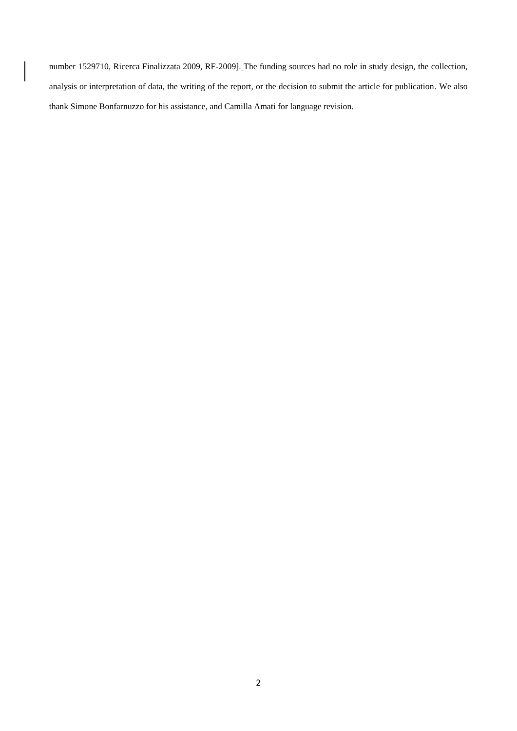number 1529710, Ricerca Finalizzata 2009, RF-2009]. The funding sources had no role in study design, the collection, analysis or interpretation of data, the writing of the report, or the decision to submit the article for publication. We also thank Simone Bonfarnuzzo for his assistance, and Camilla Amati for language revision.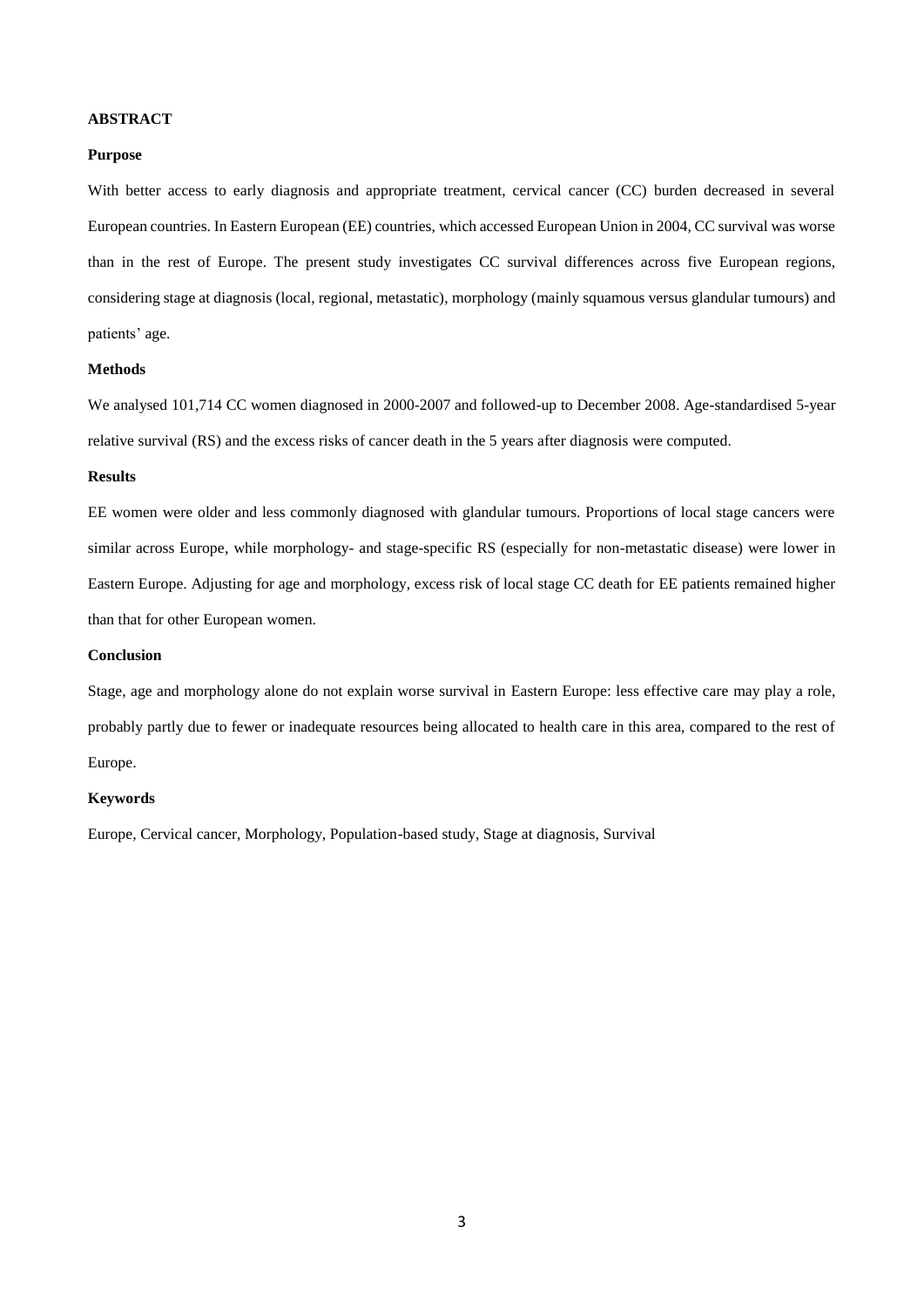## ABSTRACT

### Purpose

With better access to early diagnosis and appropriate treatment, cervical cancer (CC) burden decreased in several European countries. In Eastern European (EE) countries, which accessed European Union in 2004, CC survival was worse than in the rest of Europe. The present study investigates CC survival differences across five European regions, considering stage at diagnosis (local, regional, metastatic), morphology (mainly squamous versus glandular tumours) and patients' age.

### Methods

We analysed 101,714 CC women diagnosed in 2000-2007 and followed-up to December 2008. Age-standardised 5-year relative survival (RS) and the excess risks of cancer death in the 5 years after diagnosis were computed.

### Results

EE women were older and less commonly diagnosed with glandular tumours. Proportions of local stage cancers were similar across Europe, while morphology- and stage-specific RS (especially for non-metastatic disease) were lower in Eastern Europe. Adjusting for age and morphology, excess risk of local stage CC death for EE patients remained higher than that for other European women.

### Conclusion

Stage, age and morphology alone do not explain worse survival in Eastern Europe: less effective care may play a role, probably partly due to fewer or inadequate resources being allocated to health care in this area, compared to the rest of Europe.

### Keywords

Europe, Cervical cancer, Morphology, Population-based study, Stage at diagnosis, Survival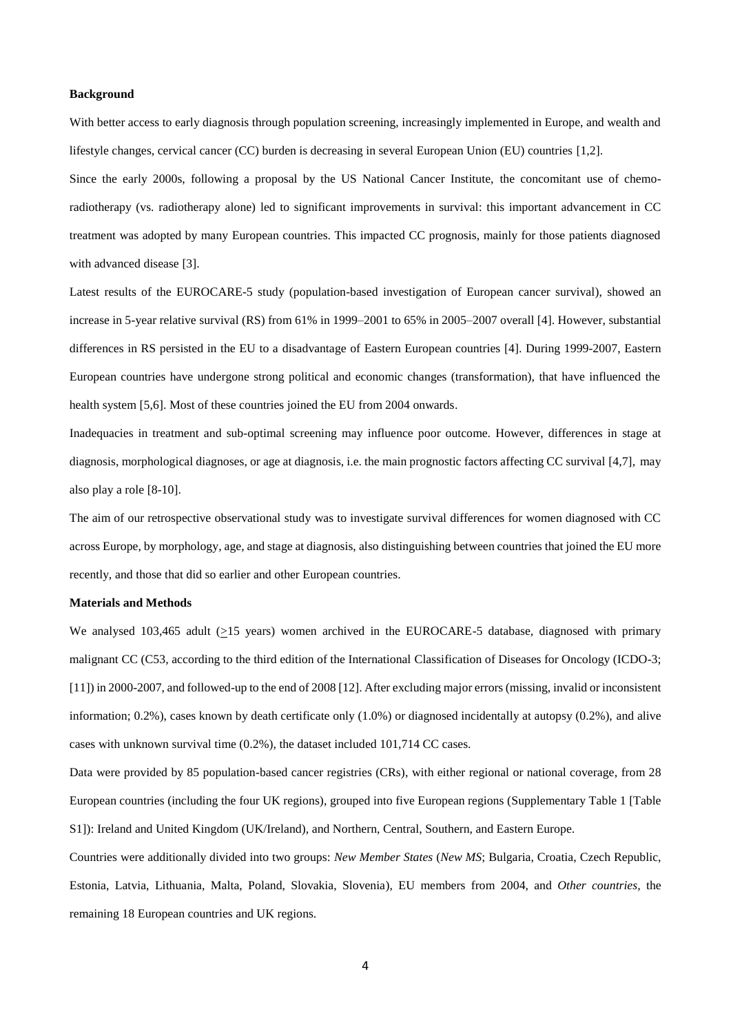**Background**

With better access to early diagnosis through population screening, increasingly implemented in Europe, and wealth and lifestyle changes, cervical cancer (CC) burden is decreasing in several European Union (EU) countries [1,2].

Since the early 2000s, following a proposal by the US National Cancer Institute, the concomitant use of chemo-radiotherapy (vs. radiotherapy alone) led to significant improvements in survival: this important advancement in CC treatment was adopted by many European countries. This impacted CC prognosis, mainly for those patients diagnosed with advanced disease [3].

Latest results of the EUROCARE-5 study (population-based investigation of European cancer survival), showed an increase in 5-year relative survival (RS) from 61% in 1999–2001 to 65% in 2005–2007 overall [4]. However, substantial differences in RS persisted in the EU to a disadvantage of Eastern European countries [4]. During 1999-2007, Eastern European countries have undergone strong political and economic changes (transformation), that have influenced the health system [5,6]. Most of these countries joined the EU from 2004 onwards.

Inadequacies in treatment and sub-optimal screening may influence poor outcome. However, differences in stage at diagnosis, morphological diagnoses, or age at diagnosis, i.e. the main prognostic factors affecting CC survival [4,7], may also play a role [8-10].

The aim of our retrospective observational study was to investigate survival differences for women diagnosed with CC across Europe, by morphology, age, and stage at diagnosis, also distinguishing between countries that joined the EU more recently, and those that did so earlier and other European countries.

**Materials and Methods**

We analysed 103,465 adult (≥15 years) women archived in the EUROCARE-5 database, diagnosed with primary malignant CC (C53, according to the third edition of the International Classification of Diseases for Oncology (ICDO-3; [11]) in 2000-2007, and followed-up to the end of 2008 [12]. After excluding major errors (missing, invalid or inconsistent information; 0.2%), cases known by death certificate only (1.0%) or diagnosed incidentally at autopsy (0.2%), and alive cases with unknown survival time (0.2%), the dataset included 101,714 CC cases.

Data were provided by 85 population-based cancer registries (CRs), with either regional or national coverage, from 28 European countries (including the four UK regions), grouped into five European regions (Supplementary Table 1 [Table S1]): Ireland and United Kingdom (UK/Ireland), and Northern, Central, Southern, and Eastern Europe.

Countries were additionally divided into two groups: *New Member States* (*New MS*; Bulgaria, Croatia, Czech Republic, Estonia, Latvia, Lithuania, Malta, Poland, Slovakia, Slovenia), EU members from 2004, and *Other countries,* the remaining 18 European countries and UK regions.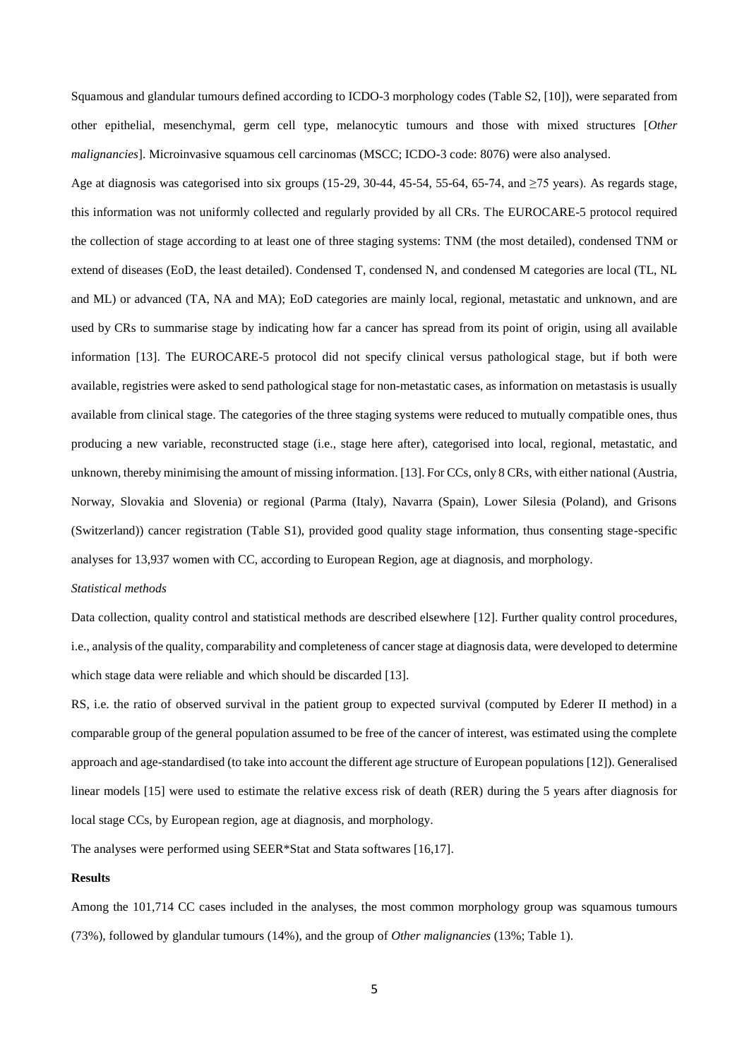Squamous and glandular tumours defined according to ICDO-3 morphology codes (Table S2, [10]), were separated from other epithelial, mesenchymal, germ cell type, melanocytic tumours and those with mixed structures [*Other malignancies*]. Microinvasive squamous cell carcinomas (MSCC; ICDO-3 code: 8076) were also analysed.

Age at diagnosis was categorised into six groups (15-29, 30-44, 45-54, 55-64, 65-74, and ≥75 years). As regards stage, this information was not uniformly collected and regularly provided by all CRs. The EUROCARE-5 protocol required the collection of stage according to at least one of three staging systems: TNM (the most detailed), condensed TNM or extend of diseases (EoD, the least detailed). Condensed T, condensed N, and condensed M categories are local (TL, NL and ML) or advanced (TA, NA and MA); EoD categories are mainly local, regional, metastatic and unknown, and are used by CRs to summarise stage by indicating how far a cancer has spread from its point of origin, using all available information [13]. The EUROCARE-5 protocol did not specify clinical versus pathological stage, but if both were available, registries were asked to send pathological stage for non-metastatic cases, as information on metastasis is usually available from clinical stage. The categories of the three staging systems were reduced to mutually compatible ones, thus producing a new variable, reconstructed stage (i.e., stage here after), categorised into local, regional, metastatic, and unknown, thereby minimising the amount of missing information. [13]. For CCs, only 8 CRs, with either national (Austria, Norway, Slovakia and Slovenia) or regional (Parma (Italy), Navarra (Spain), Lower Silesia (Poland), and Grisons (Switzerland)) cancer registration (Table S1), provided good quality stage information, thus consenting stage-specific analyses for 13,937 women with CC, according to European Region, age at diagnosis, and morphology.

*Statistical methods*

Data collection, quality control and statistical methods are described elsewhere [12]. Further quality control procedures, i.e., analysis of the quality, comparability and completeness of cancer stage at diagnosis data, were developed to determine which stage data were reliable and which should be discarded [13].

RS, i.e. the ratio of observed survival in the patient group to expected survival (computed by Ederer II method) in a comparable group of the general population assumed to be free of the cancer of interest, was estimated using the complete approach and age-standardised (to take into account the different age structure of European populations [12]). Generalised linear models [15] were used to estimate the relative excess risk of death (RER) during the 5 years after diagnosis for local stage CCs, by European region, age at diagnosis, and morphology.

The analyses were performed using SEER*Stat and Stata softwares [16,17].

**Results**

Among the 101,714 CC cases included in the analyses, the most common morphology group was squamous tumours (73%), followed by glandular tumours (14%), and the group of *Other malignancies* (13%; Table 1).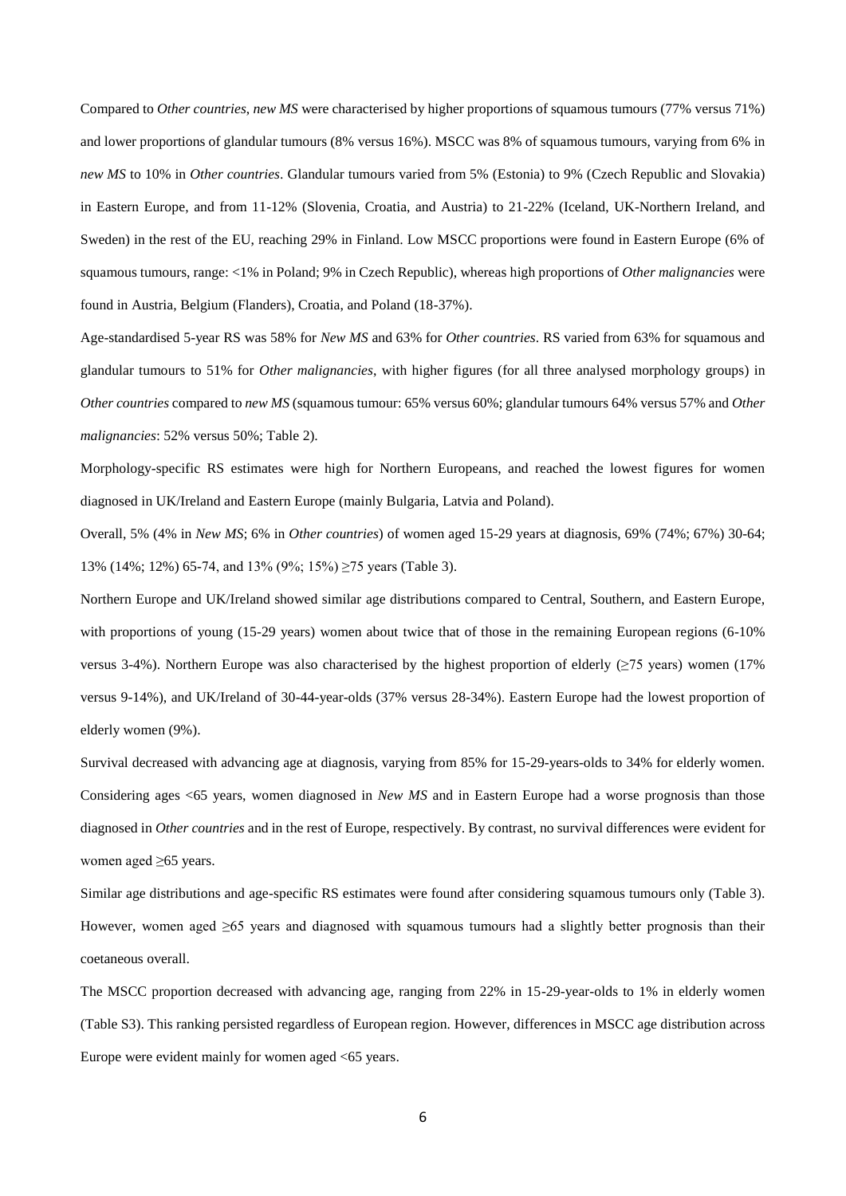Compared to *Other countries*, *new MS* were characterised by higher proportions of squamous tumours (77% versus 71%) and lower proportions of glandular tumours (8% versus 16%). MSCC was 8% of squamous tumours, varying from 6% in *new MS* to 10% in *Other countries*. Glandular tumours varied from 5% (Estonia) to 9% (Czech Republic and Slovakia) in Eastern Europe, and from 11-12% (Slovenia, Croatia, and Austria) to 21-22% (Iceland, UK-Northern Ireland, and Sweden) in the rest of the EU, reaching 29% in Finland. Low MSCC proportions were found in Eastern Europe (6% of squamous tumours, range: <1% in Poland; 9% in Czech Republic), whereas high proportions of *Other malignancies* were found in Austria, Belgium (Flanders), Croatia, and Poland (18-37%).

Age-standardised 5-year RS was 58% for *New MS* and 63% for *Other countries*. RS varied from 63% for squamous and glandular tumours to 51% for *Other malignancies*, with higher figures (for all three analysed morphology groups) in *Other countries* compared to *new MS* (squamous tumour: 65% versus 60%; glandular tumours 64% versus 57% and *Other malignancies*: 52% versus 50%; Table 2).

Morphology-specific RS estimates were high for Northern Europeans, and reached the lowest figures for women diagnosed in UK/Ireland and Eastern Europe (mainly Bulgaria, Latvia and Poland).

Overall, 5% (4% in *New MS*; 6% in *Other countries*) of women aged 15-29 years at diagnosis, 69% (74%; 67%) 30-64; 13% (14%; 12%) 65-74, and 13% (9%; 15%) ≥75 years (Table 3).

Northern Europe and UK/Ireland showed similar age distributions compared to Central, Southern, and Eastern Europe, with proportions of young (15-29 years) women about twice that of those in the remaining European regions (6-10% versus 3-4%). Northern Europe was also characterised by the highest proportion of elderly (≥75 years) women (17% versus 9-14%), and UK/Ireland of 30-44-year-olds (37% versus 28-34%). Eastern Europe had the lowest proportion of elderly women (9%).

Survival decreased with advancing age at diagnosis, varying from 85% for 15-29-years-olds to 34% for elderly women. Considering ages <65 years, women diagnosed in *New MS* and in Eastern Europe had a worse prognosis than those diagnosed in *Other countries* and in the rest of Europe, respectively. By contrast, no survival differences were evident for women aged ≥65 years.

Similar age distributions and age-specific RS estimates were found after considering squamous tumours only (Table 3). However, women aged ≥65 years and diagnosed with squamous tumours had a slightly better prognosis than their coetaneous overall.

The MSCC proportion decreased with advancing age, ranging from 22% in 15-29-year-olds to 1% in elderly women (Table S3). This ranking persisted regardless of European region. However, differences in MSCC age distribution across Europe were evident mainly for women aged <65 years.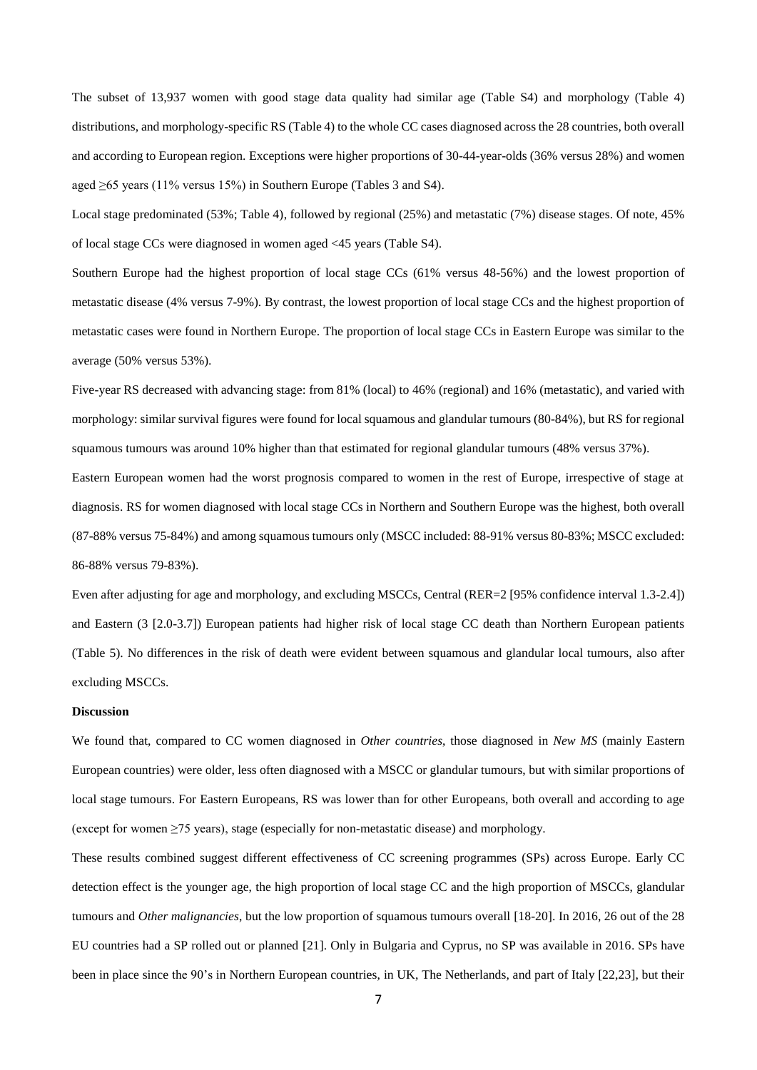The subset of 13,937 women with good stage data quality had similar age (Table S4) and morphology (Table 4) distributions, and morphology-specific RS (Table 4) to the whole CC cases diagnosed across the 28 countries, both overall and according to European region. Exceptions were higher proportions of 30-44-year-olds (36% versus 28%) and women aged ≥65 years (11% versus 15%) in Southern Europe (Tables 3 and S4).

Local stage predominated (53%; Table 4), followed by regional (25%) and metastatic (7%) disease stages. Of note, 45% of local stage CCs were diagnosed in women aged <45 years (Table S4).

Southern Europe had the highest proportion of local stage CCs (61% versus 48-56%) and the lowest proportion of metastatic disease (4% versus 7-9%). By contrast, the lowest proportion of local stage CCs and the highest proportion of metastatic cases were found in Northern Europe. The proportion of local stage CCs in Eastern Europe was similar to the average (50% versus 53%).

Five-year RS decreased with advancing stage: from 81% (local) to 46% (regional) and 16% (metastatic), and varied with morphology: similar survival figures were found for local squamous and glandular tumours (80-84%), but RS for regional squamous tumours was around 10% higher than that estimated for regional glandular tumours (48% versus 37%).

Eastern European women had the worst prognosis compared to women in the rest of Europe, irrespective of stage at diagnosis. RS for women diagnosed with local stage CCs in Northern and Southern Europe was the highest, both overall (87-88% versus 75-84%) and among squamous tumours only (MSCC included: 88-91% versus 80-83%; MSCC excluded: 86-88% versus 79-83%).

Even after adjusting for age and morphology, and excluding MSCCs, Central (RER=2 [95% confidence interval 1.3-2.4]) and Eastern (3 [2.0-3.7]) European patients had higher risk of local stage CC death than Northern European patients (Table 5). No differences in the risk of death were evident between squamous and glandular local tumours, also after excluding MSCCs.

**Discussion**

We found that, compared to CC women diagnosed in *Other countries*, those diagnosed in *New MS* (mainly Eastern European countries) were older, less often diagnosed with a MSCC or glandular tumours, but with similar proportions of local stage tumours. For Eastern Europeans, RS was lower than for other Europeans, both overall and according to age (except for women ≥75 years), stage (especially for non-metastatic disease) and morphology.

These results combined suggest different effectiveness of CC screening programmes (SPs) across Europe. Early CC detection effect is the younger age, the high proportion of local stage CC and the high proportion of MSCCs, glandular tumours and *Other malignancies*, but the low proportion of squamous tumours overall [18-20]. In 2016, 26 out of the 28 EU countries had a SP rolled out or planned [21]. Only in Bulgaria and Cyprus, no SP was available in 2016. SPs have been in place since the 90's in Northern European countries, in UK, The Netherlands, and part of Italy [22,23], but their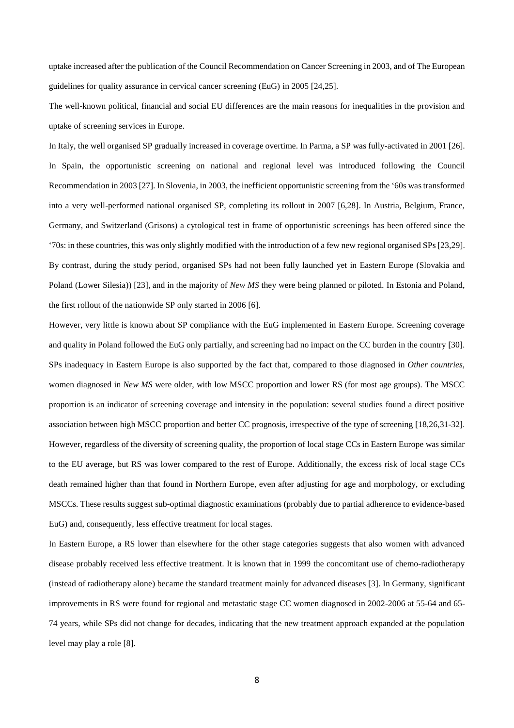uptake increased after the publication of the Council Recommendation on Cancer Screening in 2003, and of The European guidelines for quality assurance in cervical cancer screening (EuG) in 2005 [24,25].

The well-known political, financial and social EU differences are the main reasons for inequalities in the provision and uptake of screening services in Europe.

In Italy, the well organised SP gradually increased in coverage overtime. In Parma, a SP was fully-activated in 2001 [26]. In Spain, the opportunistic screening on national and regional level was introduced following the Council Recommendation in 2003 [27]. In Slovenia, in 2003, the inefficient opportunistic screening from the '60s was transformed into a very well-performed national organised SP, completing its rollout in 2007 [6,28]. In Austria, Belgium, France, Germany, and Switzerland (Grisons) a cytological test in frame of opportunistic screenings has been offered since the '70s: in these countries, this was only slightly modified with the introduction of a few new regional organised SPs [23,29]. By contrast, during the study period, organised SPs had not been fully launched yet in Eastern Europe (Slovakia and Poland (Lower Silesia)) [23], and in the majority of *New MS* they were being planned or piloted. In Estonia and Poland, the first rollout of the nationwide SP only started in 2006 [6].

However, very little is known about SP compliance with the EuG implemented in Eastern Europe. Screening coverage and quality in Poland followed the EuG only partially, and screening had no impact on the CC burden in the country [30]. SPs inadequacy in Eastern Europe is also supported by the fact that, compared to those diagnosed in *Other countries*, women diagnosed in *New MS* were older, with low MSCC proportion and lower RS (for most age groups). The MSCC proportion is an indicator of screening coverage and intensity in the population: several studies found a direct positive association between high MSCC proportion and better CC prognosis, irrespective of the type of screening [18,26,31-32]. However, regardless of the diversity of screening quality, the proportion of local stage CCs in Eastern Europe was similar to the EU average, but RS was lower compared to the rest of Europe. Additionally, the excess risk of local stage CCs death remained higher than that found in Northern Europe, even after adjusting for age and morphology, or excluding MSCCs. These results suggest sub-optimal diagnostic examinations (probably due to partial adherence to evidence-based EuG) and, consequently, less effective treatment for local stages.

In Eastern Europe, a RS lower than elsewhere for the other stage categories suggests that also women with advanced disease probably received less effective treatment. It is known that in 1999 the concomitant use of chemo-radiotherapy (instead of radiotherapy alone) became the standard treatment mainly for advanced diseases [3]. In Germany, significant improvements in RS were found for regional and metastatic stage CC women diagnosed in 2002-2006 at 55-64 and 65-74 years, while SPs did not change for decades, indicating that the new treatment approach expanded at the population level may play a role [8].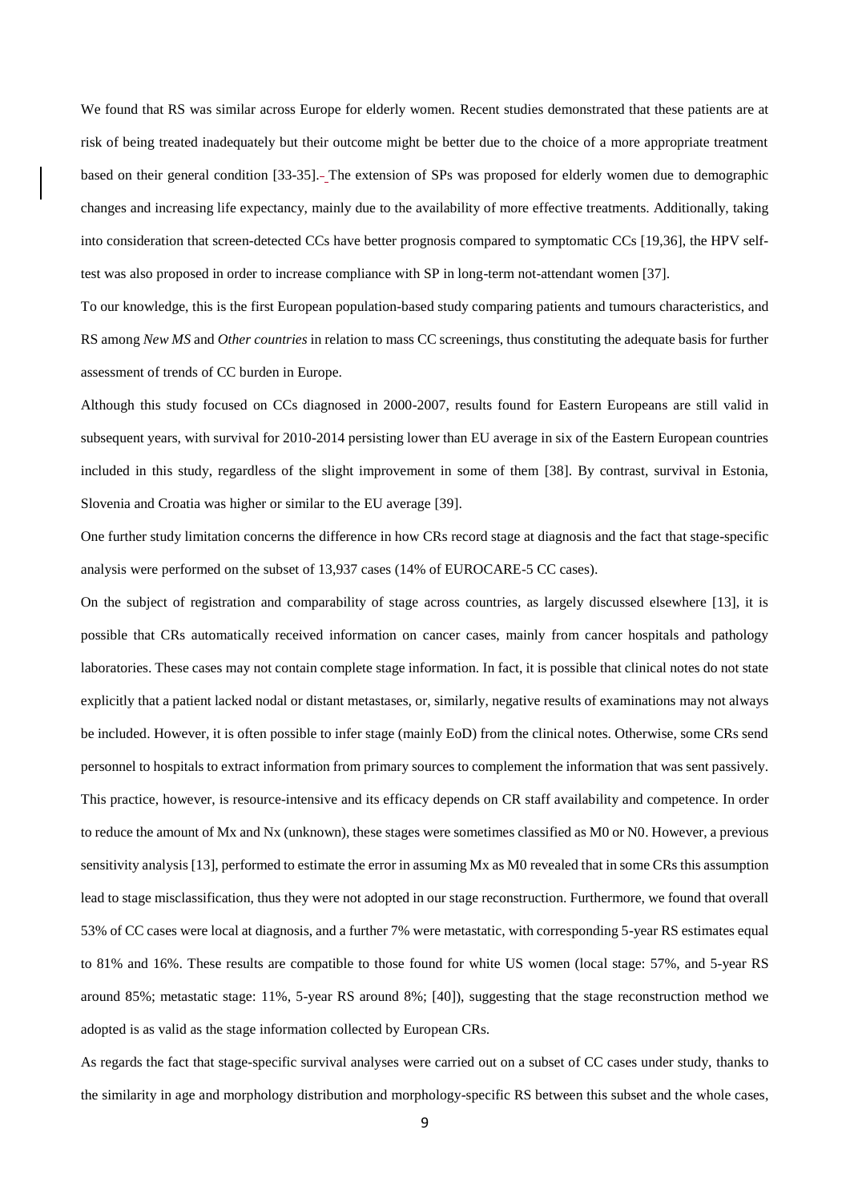We found that RS was similar across Europe for elderly women. Recent studies demonstrated that these patients are at risk of being treated inadequately but their outcome might be better due to the choice of a more appropriate treatment based on their general condition [33-35]. The extension of SPs was proposed for elderly women due to demographic changes and increasing life expectancy, mainly due to the availability of more effective treatments. Additionally, taking into consideration that screen-detected CCs have better prognosis compared to symptomatic CCs [19,36], the HPV self-test was also proposed in order to increase compliance with SP in long-term not-attendant women [37].

To our knowledge, this is the first European population-based study comparing patients and tumours characteristics, and RS among *New MS* and *Other countries* in relation to mass CC screenings, thus constituting the adequate basis for further assessment of trends of CC burden in Europe.

Although this study focused on CCs diagnosed in 2000-2007, results found for Eastern Europeans are still valid in subsequent years, with survival for 2010-2014 persisting lower than EU average in six of the Eastern European countries included in this study, regardless of the slight improvement in some of them [38]. By contrast, survival in Estonia, Slovenia and Croatia was higher or similar to the EU average [39].

One further study limitation concerns the difference in how CRs record stage at diagnosis and the fact that stage-specific analysis were performed on the subset of 13,937 cases (14% of EUROCARE-5 CC cases).

On the subject of registration and comparability of stage across countries, as largely discussed elsewhere [13], it is possible that CRs automatically received information on cancer cases, mainly from cancer hospitals and pathology laboratories. These cases may not contain complete stage information. In fact, it is possible that clinical notes do not state explicitly that a patient lacked nodal or distant metastases, or, similarly, negative results of examinations may not always be included. However, it is often possible to infer stage (mainly EoD) from the clinical notes. Otherwise, some CRs send personnel to hospitals to extract information from primary sources to complement the information that was sent passively. This practice, however, is resource-intensive and its efficacy depends on CR staff availability and competence. In order to reduce the amount of Mx and Nx (unknown), these stages were sometimes classified as M0 or N0. However, a previous sensitivity analysis [13], performed to estimate the error in assuming Mx as M0 revealed that in some CRs this assumption lead to stage misclassification, thus they were not adopted in our stage reconstruction. Furthermore, we found that overall 53% of CC cases were local at diagnosis, and a further 7% were metastatic, with corresponding 5-year RS estimates equal to 81% and 16%. These results are compatible to those found for white US women (local stage: 57%, and 5-year RS around 85%; metastatic stage: 11%, 5-year RS around 8%; [40]), suggesting that the stage reconstruction method we adopted is as valid as the stage information collected by European CRs.

As regards the fact that stage-specific survival analyses were carried out on a subset of CC cases under study, thanks to the similarity in age and morphology distribution and morphology-specific RS between this subset and the whole cases,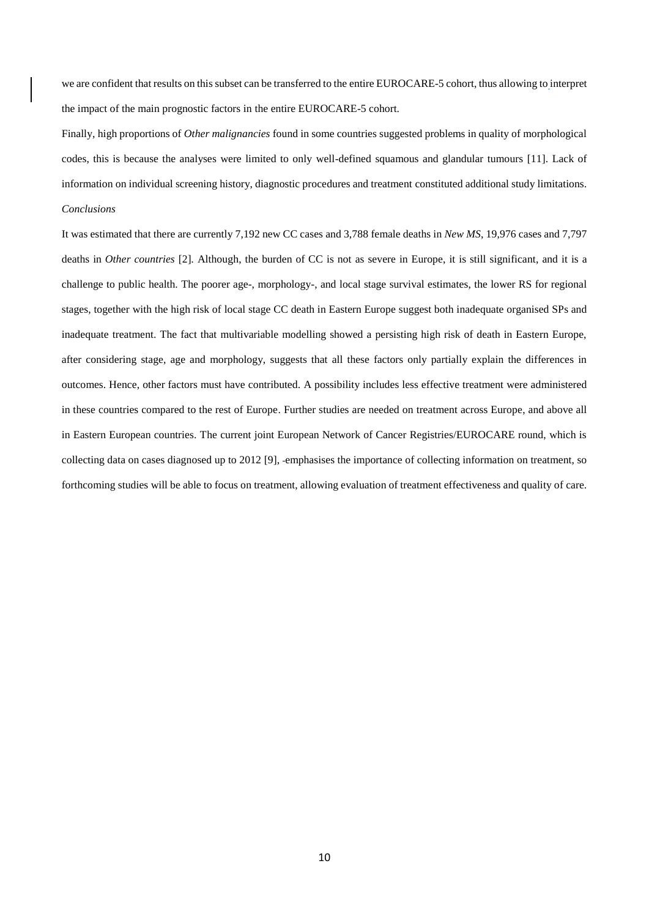we are confident that results on this subset can be transferred to the entire EUROCARE-5 cohort, thus allowing to interpret the impact of the main prognostic factors in the entire EUROCARE-5 cohort.

Finally, high proportions of *Other malignancies* found in some countries suggested problems in quality of morphological codes, this is because the analyses were limited to only well-defined squamous and glandular tumours [11]. Lack of information on individual screening history, diagnostic procedures and treatment constituted additional study limitations.

*Conclusions*

It was estimated that there are currently 7,192 new CC cases and 3,788 female deaths in *New MS*, 19,976 cases and 7,797 deaths in *Other countries* [2]. Although, the burden of CC is not as severe in Europe, it is still significant, and it is a challenge to public health. The poorer age-, morphology-, and local stage survival estimates, the lower RS for regional stages, together with the high risk of local stage CC death in Eastern Europe suggest both inadequate organised SPs and inadequate treatment. The fact that multivariable modelling showed a persisting high risk of death in Eastern Europe, after considering stage, age and morphology, suggests that all these factors only partially explain the differences in outcomes. Hence, other factors must have contributed. A possibility includes less effective treatment were administered in these countries compared to the rest of Europe. Further studies are needed on treatment across Europe, and above all in Eastern European countries. The current joint European Network of Cancer Registries/EUROCARE round, which is collecting data on cases diagnosed up to 2012 [9], emphasises the importance of collecting information on treatment, so forthcoming studies will be able to focus on treatment, allowing evaluation of treatment effectiveness and quality of care.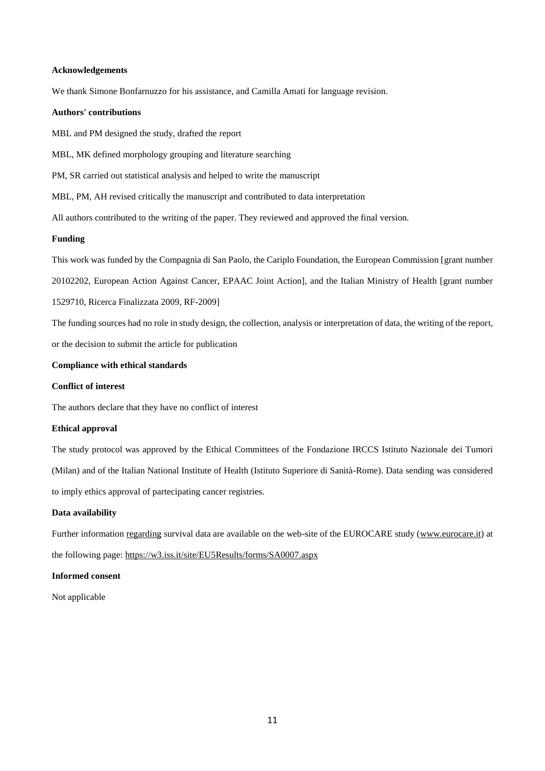**Acknowledgements**

We thank Simone Bonfarnuzzo for his assistance, and Camilla Amati for language revision.

**Authors' contributions**

MBL and PM designed the study, drafted the report

MBL, MK defined morphology grouping and literature searching

PM, SR carried out statistical analysis and helped to write the manuscript

MBL, PM, AH revised critically the manuscript and contributed to data interpretation

All authors contributed to the writing of the paper. They reviewed and approved the final version.

**Funding**

This work was funded by the Compagnia di San Paolo, the Cariplo Foundation, the European Commission [grant number 20102202, European Action Against Cancer, EPAAC Joint Action], and the Italian Ministry of Health [grant number 1529710, Ricerca Finalizzata 2009, RF-2009]

The funding sources had no role in study design, the collection, analysis or interpretation of data, the writing of the report, or the decision to submit the article for publication

**Compliance with ethical standards**

**Conflict of interest**

The authors declare that they have no conflict of interest

**Ethical approval**

The study protocol was approved by the Ethical Committees of the Fondazione IRCCS Istituto Nazionale dei Tumori (Milan) and of the Italian National Institute of Health (Istituto Superiore di Sanità-Rome). Data sending was considered to imply ethics approval of partecipating cancer registries.

**Data availability**

Further information regarding survival data are available on the web-site of the EUROCARE study (www.eurocare.it) at the following page: https://w3.iss.it/site/EU5Results/forms/SA0007.aspx

**Informed consent**

Not applicable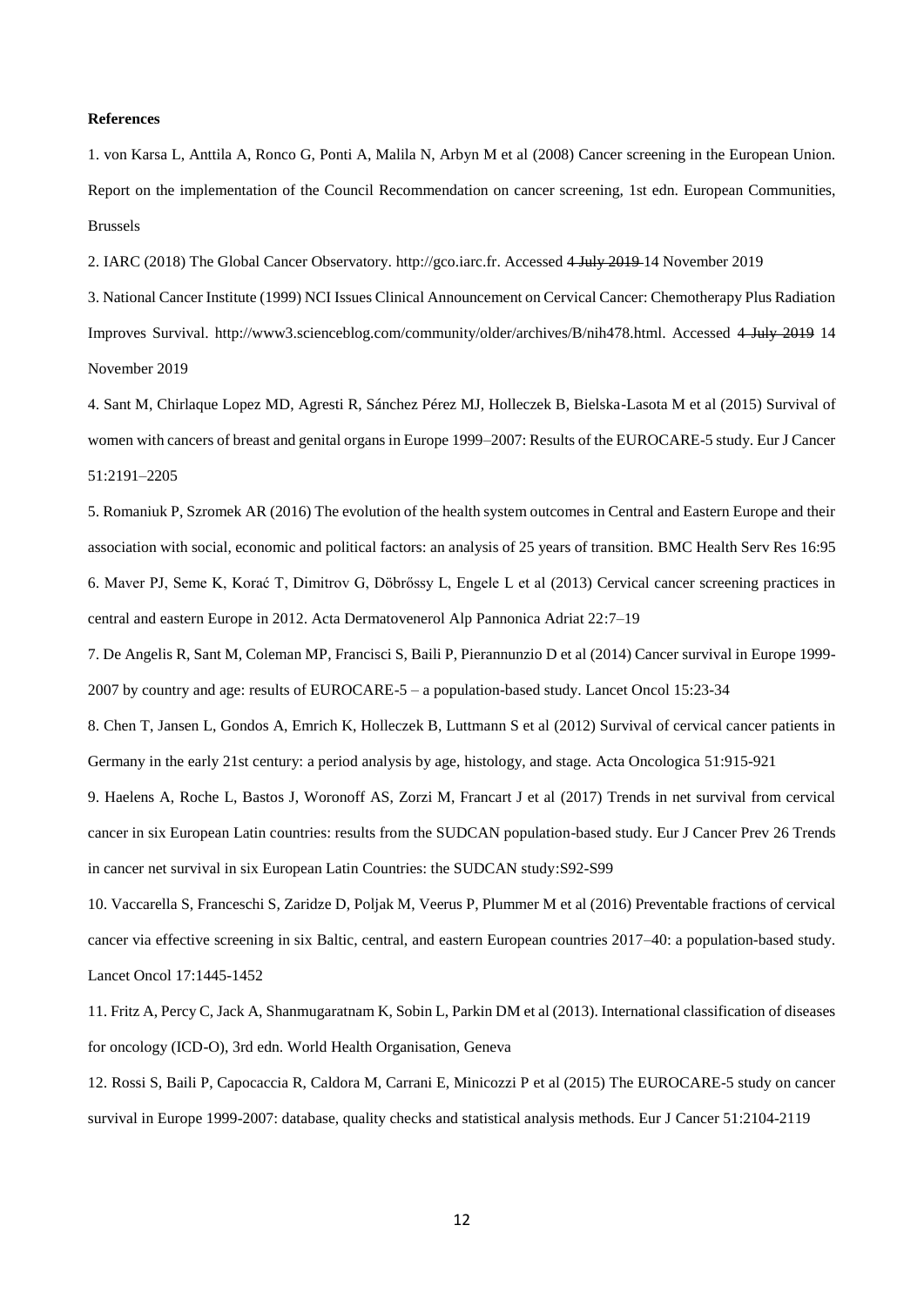**References**

1. von Karsa L, Anttila A, Ronco G, Ponti A, Malila N, Arbyn M et al (2008) Cancer screening in the European Union. Report on the implementation of the Council Recommendation on cancer screening, 1st edn. European Communities, Brussels

2. IARC (2018) The Global Cancer Observatory. http://gco.iarc.fr. Accessed ~~4 July 2019~~ 14 November 2019

3. National Cancer Institute (1999) NCI Issues Clinical Announcement on Cervical Cancer: Chemotherapy Plus Radiation Improves Survival. http://www3.scienceblog.com/community/older/archives/B/nih478.html. Accessed ~~4 July 2019~~ 14 November 2019

4. Sant M, Chirlaque Lopez MD, Agresti R, Sánchez Pérez MJ, Holleczek B, Bielska-Lasota M et al (2015) Survival of women with cancers of breast and genital organs in Europe 1999–2007: Results of the EUROCARE-5 study. Eur J Cancer 51:2191–2205

5. Romaniuk P, Szromek AR (2016) The evolution of the health system outcomes in Central and Eastern Europe and their association with social, economic and political factors: an analysis of 25 years of transition. BMC Health Serv Res 16:95

6. Maver PJ, Seme K, Korać T, Dimitrov G, Döbrőssy L, Engele L et al (2013) Cervical cancer screening practices in central and eastern Europe in 2012. Acta Dermatovenerol Alp Pannonica Adriat 22:7–19

7. De Angelis R, Sant M, Coleman MP, Francisci S, Baili P, Pierannunzio D et al (2014) Cancer survival in Europe 1999-2007 by country and age: results of EUROCARE-5 – a population-based study. Lancet Oncol 15:23-34

8. Chen T, Jansen L, Gondos A, Emrich K, Holleczek B, Luttmann S et al (2012) Survival of cervical cancer patients in Germany in the early 21st century: a period analysis by age, histology, and stage. Acta Oncologica 51:915-921

9. Haelens A, Roche L, Bastos J, Woronoff AS, Zorzi M, Francart J et al (2017) Trends in net survival from cervical cancer in six European Latin countries: results from the SUDCAN population-based study. Eur J Cancer Prev 26 Trends in cancer net survival in six European Latin Countries: the SUDCAN study:S92-S99

10. Vaccarella S, Franceschi S, Zaridze D, Poljak M, Veerus P, Plummer M et al (2016) Preventable fractions of cervical cancer via effective screening in six Baltic, central, and eastern European countries 2017–40: a population-based study. Lancet Oncol 17:1445-1452

11. Fritz A, Percy C, Jack A, Shanmugaratnam K, Sobin L, Parkin DM et al (2013). International classification of diseases for oncology (ICD-O), 3rd edn. World Health Organisation, Geneva

12. Rossi S, Baili P, Capocaccia R, Caldora M, Carrani E, Minicozzi P et al (2015) The EUROCARE-5 study on cancer survival in Europe 1999-2007: database, quality checks and statistical analysis methods. Eur J Cancer 51:2104-2119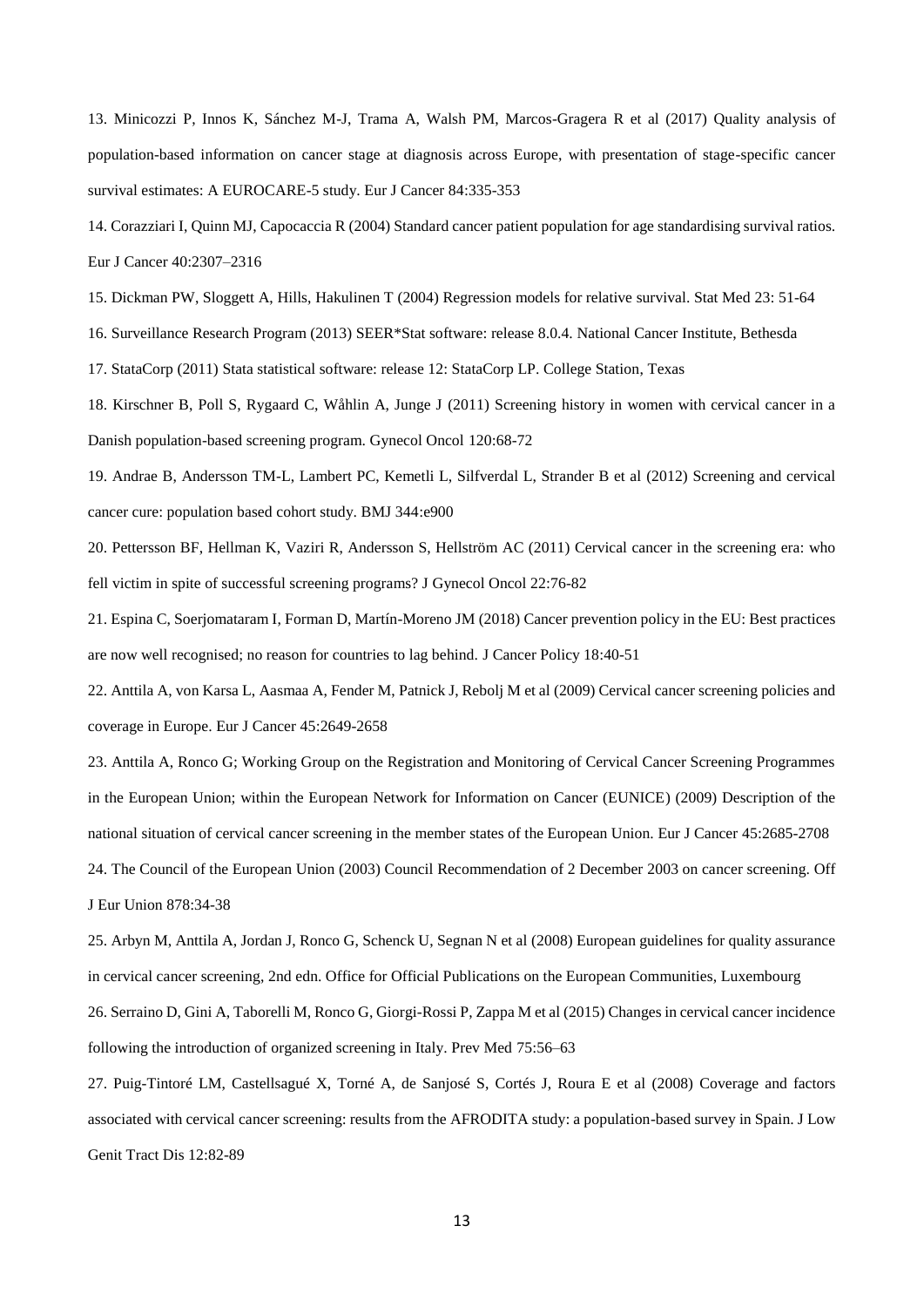13. Minicozzi P, Innos K, Sánchez M-J, Trama A, Walsh PM, Marcos-Gragera R et al (2017) Quality analysis of population-based information on cancer stage at diagnosis across Europe, with presentation of stage-specific cancer survival estimates: A EUROCARE-5 study. Eur J Cancer 84:335-353

14. Corazziari I, Quinn MJ, Capocaccia R (2004) Standard cancer patient population for age standardising survival ratios. Eur J Cancer 40:2307–2316

15. Dickman PW, Sloggett A, Hills, Hakulinen T (2004) Regression models for relative survival. Stat Med 23: 51-64

16. Surveillance Research Program (2013) SEER*Stat software: release 8.0.4. National Cancer Institute, Bethesda

17. StataCorp (2011) Stata statistical software: release 12: StataCorp LP. College Station, Texas

18. Kirschner B, Poll S, Rygaard C, Wåhlin A, Junge J (2011) Screening history in women with cervical cancer in a Danish population-based screening program. Gynecol Oncol 120:68-72

19. Andrae B, Andersson TM-L, Lambert PC, Kemetli L, Silfverdal L, Strander B et al (2012) Screening and cervical cancer cure: population based cohort study. BMJ 344:e900

20. Pettersson BF, Hellman K, Vaziri R, Andersson S, Hellström AC (2011) Cervical cancer in the screening era: who fell victim in spite of successful screening programs? J Gynecol Oncol 22:76-82

21. Espina C, Soerjomataram I, Forman D, Martín-Moreno JM (2018) Cancer prevention policy in the EU: Best practices are now well recognised; no reason for countries to lag behind. J Cancer Policy 18:40-51

22. Anttila A, von Karsa L, Aasmaa A, Fender M, Patnick J, Rebolj M et al (2009) Cervical cancer screening policies and coverage in Europe. Eur J Cancer 45:2649-2658

23. Anttila A, Ronco G; Working Group on the Registration and Monitoring of Cervical Cancer Screening Programmes in the European Union; within the European Network for Information on Cancer (EUNICE) (2009) Description of the national situation of cervical cancer screening in the member states of the European Union. Eur J Cancer 45:2685-2708

24. The Council of the European Union (2003) Council Recommendation of 2 December 2003 on cancer screening. Off J Eur Union 878:34-38

25. Arbyn M, Anttila A, Jordan J, Ronco G, Schenck U, Segnan N et al (2008) European guidelines for quality assurance in cervical cancer screening, 2nd edn. Office for Official Publications on the European Communities, Luxembourg

26. Serraino D, Gini A, Taborelli M, Ronco G, Giorgi-Rossi P, Zappa M et al (2015) Changes in cervical cancer incidence following the introduction of organized screening in Italy. Prev Med 75:56–63

27. Puig-Tintoré LM, Castellsagué X, Torné A, de Sanjosé S, Cortés J, Roura E et al (2008) Coverage and factors associated with cervical cancer screening: results from the AFRODITA study: a population-based survey in Spain. J Low Genit Tract Dis 12:82-89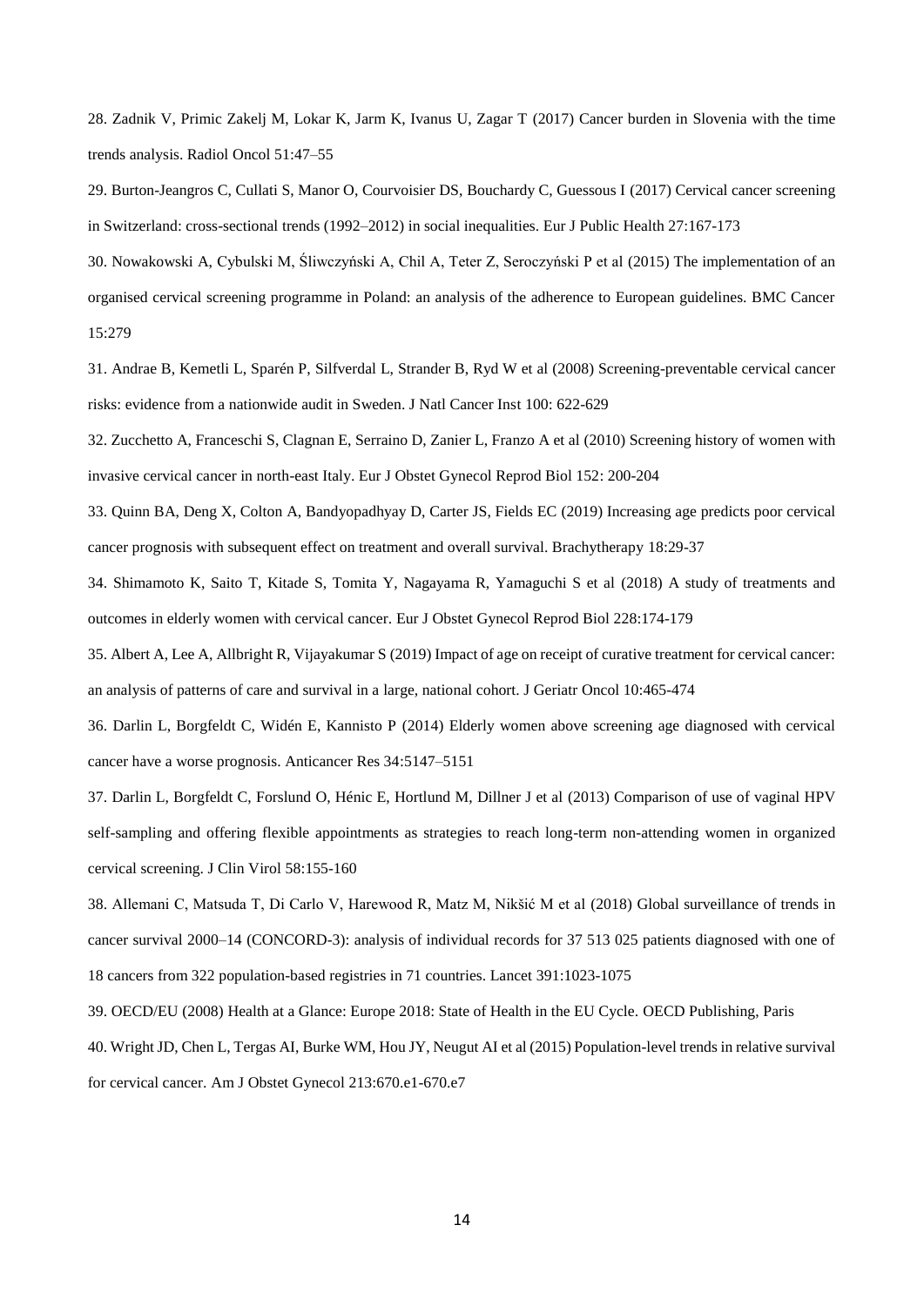28. Zadnik V, Primic Zakelj M, Lokar K, Jarm K, Ivanus U, Zagar T (2017) Cancer burden in Slovenia with the time trends analysis. Radiol Oncol 51:47–55

29. Burton-Jeangros C, Cullati S, Manor O, Courvoisier DS, Bouchardy C, Guessous I (2017) Cervical cancer screening in Switzerland: cross-sectional trends (1992–2012) in social inequalities. Eur J Public Health 27:167-173

30. Nowakowski A, Cybulski M, Śliwczyński A, Chil A, Teter Z, Seroczyński P et al (2015) The implementation of an organised cervical screening programme in Poland: an analysis of the adherence to European guidelines. BMC Cancer 15:279

31. Andrae B, Kemetli L, Sparén P, Silfverdal L, Strander B, Ryd W et al (2008) Screening-preventable cervical cancer risks: evidence from a nationwide audit in Sweden. J Natl Cancer Inst 100: 622-629

32. Zucchetto A, Franceschi S, Clagnan E, Serraino D, Zanier L, Franzo A et al (2010) Screening history of women with invasive cervical cancer in north-east Italy. Eur J Obstet Gynecol Reprod Biol 152: 200-204

33. Quinn BA, Deng X, Colton A, Bandyopadhyay D, Carter JS, Fields EC (2019) Increasing age predicts poor cervical cancer prognosis with subsequent effect on treatment and overall survival. Brachytherapy 18:29-37

34. Shimamoto K, Saito T, Kitade S, Tomita Y, Nagayama R, Yamaguchi S et al (2018) A study of treatments and outcomes in elderly women with cervical cancer. Eur J Obstet Gynecol Reprod Biol 228:174-179

35. Albert A, Lee A, Allbright R, Vijayakumar S (2019) Impact of age on receipt of curative treatment for cervical cancer: an analysis of patterns of care and survival in a large, national cohort. J Geriatr Oncol 10:465-474

36. Darlin L, Borgfeldt C, Widén E, Kannisto P (2014) Elderly women above screening age diagnosed with cervical cancer have a worse prognosis. Anticancer Res 34:5147–5151

37. Darlin L, Borgfeldt C, Forslund O, Hénic E, Hortlund M, Dillner J et al (2013) Comparison of use of vaginal HPV self-sampling and offering flexible appointments as strategies to reach long-term non-attending women in organized cervical screening. J Clin Virol 58:155-160

38. Allemani C, Matsuda T, Di Carlo V, Harewood R, Matz M, Nikšić M et al (2018) Global surveillance of trends in cancer survival 2000–14 (CONCORD-3): analysis of individual records for 37 513 025 patients diagnosed with one of 18 cancers from 322 population-based registries in 71 countries. Lancet 391:1023-1075

39. OECD/EU (2008) Health at a Glance: Europe 2018: State of Health in the EU Cycle. OECD Publishing, Paris

40. Wright JD, Chen L, Tergas AI, Burke WM, Hou JY, Neugut AI et al (2015) Population-level trends in relative survival for cervical cancer. Am J Obstet Gynecol 213:670.e1-670.e7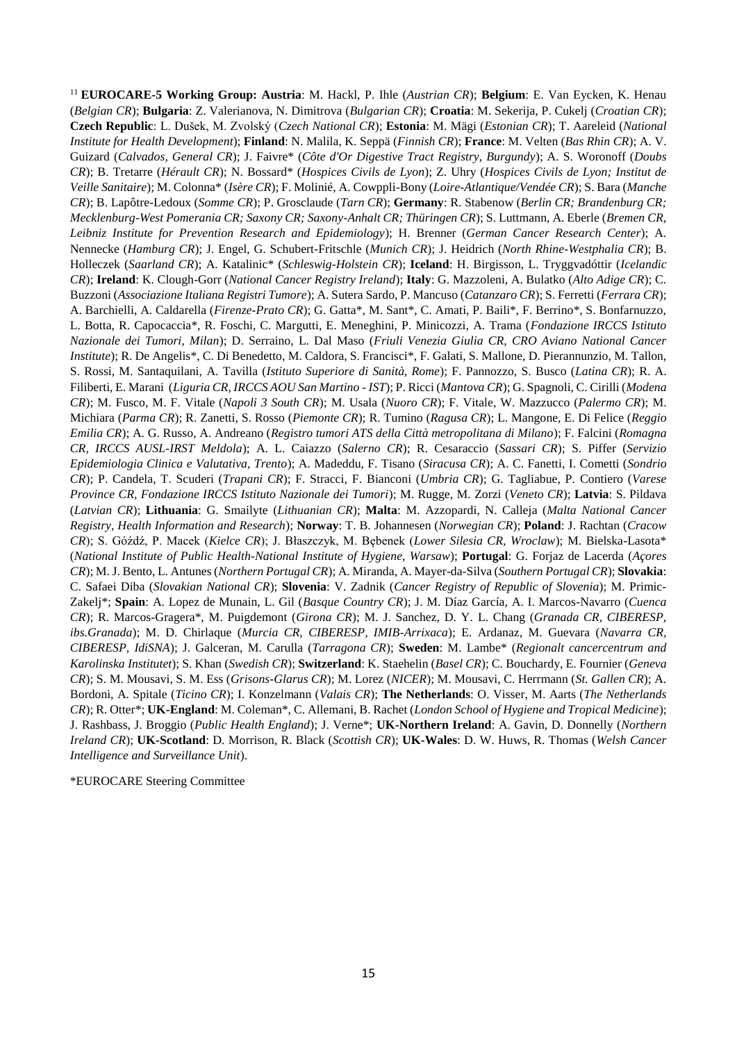[11] **EUROCARE-5 Working Group: Austria**: M. Hackl, P. Ihle (*Austrian CR*); **Belgium**: E. Van Eycken, K. Henau (*Belgian CR*); **Bulgaria**: Z. Valerianova, N. Dimitrova (*Bulgarian CR*); **Croatia**: M. Sekerija, P. Cukelj (*Croatian CR*); **Czech Republic**: L. Dušek, M. Zvolský (*Czech National CR*); **Estonia**: M. Mägi (*Estonian CR*); T. Aareleid (*National Institute for Health Development*); **Finland**: N. Malila, K. Seppä (*Finnish CR*); **France**: M. Velten (*Bas Rhin CR*); A. V. Guizard (*Calvados, General CR*); J. Faivre* (*Côte d'Or Digestive Tract Registry, Burgundy*); A. S. Woronoff (*Doubs CR*); B. Tretarre (*Hérault CR*); N. Bossard* (*Hospices Civils de Lyon*); Z. Uhry (*Hospices Civils de Lyon; Institut de Veille Sanitaire*); M. Colonna* (*Isère CR*); F. Molinié, A. Cowppli-Bony (*Loire-Atlantique/Vendée CR*); S. Bara (*Manche CR*); B. Lapôtre-Ledoux (*Somme CR*); P. Grosclaude (*Tarn CR*); **Germany**: R. Stabenow (*Berlin CR; Brandenburg CR; Mecklenburg-West Pomerania CR; Saxony CR; Saxony-Anhalt CR; Thüringen CR*); S. Luttmann, A. Eberle (*Bremen CR, Leibniz Institute for Prevention Research and Epidemiology*); H. Brenner (*German Cancer Research Center*); A. Nennecke (*Hamburg CR*); J. Engel, G. Schubert-Fritschle (*Munich CR*); J. Heidrich (*North Rhine-Westphalia CR*); B. Holleczek (*Saarland CR*); A. Katalinic* (*Schleswig-Holstein CR*); **Iceland**: H. Birgisson, L. Tryggvadóttir (*Icelandic CR*); **Ireland**: K. Clough-Gorr (*National Cancer Registry Ireland*); **Italy**: G. Mazzoleni, A. Bulatko (*Alto Adige CR*); C. Buzzoni (*Associazione Italiana Registri Tumore*); A. Sutera Sardo, P. Mancuso (*Catanzaro CR*); S. Ferretti (*Ferrara CR*); A. Barchielli, A. Caldarella (*Firenze-Prato CR*); G. Gatta*, M. Sant*, C. Amati, P. Baili*, F. Berrino*, S. Bonfarnuzzo, L. Botta, R. Capocaccia*, R. Foschi, C. Margutti, E. Meneghini, P. Minicozzi, A. Trama (*Fondazione IRCCS Istituto Nazionale dei Tumori, Milan*); D. Serraino, L. Dal Maso (*Friuli Venezia Giulia CR, CRO Aviano National Cancer Institute*); R. De Angelis*, C. Di Benedetto, M. Caldora, S. Francisci*, F. Galati, S. Mallone, D. Pierannunzio, M. Tallon, S. Rossi, M. Santaquilani, A. Tavilla (*Istituto Superiore di Sanità, Rome*); F. Pannozzo, S. Busco (*Latina CR*); R. A. Filiberti, E. Marani (*Liguria CR, IRCCS AOU San Martino - IST*); P. Ricci (*Mantova CR*); G. Spagnoli, C. Cirilli (*Modena CR*); M. Fusco, M. F. Vitale (*Napoli 3 South CR*); M. Usala (*Nuoro CR*); F. Vitale, W. Mazzucco (*Palermo CR*); M. Michiara (*Parma CR*); R. Zanetti, S. Rosso (*Piemonte CR*); R. Tumino (*Ragusa CR*); L. Mangone, E. Di Felice (*Reggio Emilia CR*); A. G. Russo, A. Andreano (*Registro tumori ATS della Città metropolitana di Milano*); F. Falcini (*Romagna CR, IRCCS AUSL-IRST Meldola*); A. L. Caiazzo (*Salerno CR*); R. Cesaraccio (*Sassari CR*); S. Piffer (*Servizio Epidemiologia Clinica e Valutativa, Trento*); A. Madeddu, F. Tisano (*Siracusa CR*); A. C. Fanetti, I. Cometti (*Sondrio CR*); P. Candela, T. Scuderi (*Trapani CR*); F. Stracci, F. Bianconi (*Umbria CR*); G. Tagliabue, P. Contiero (*Varese Province CR, Fondazione IRCCS Istituto Nazionale dei Tumori*); M. Rugge, M. Zorzi (*Veneto CR*); **Latvia**: S. Pildava (*Latvian CR*); **Lithuania**: G. Smailyte (*Lithuanian CR*); **Malta**: M. Azzopardi, N. Calleja (*Malta National Cancer Registry, Health Information and Research*); **Norway**: T. B. Johannesen (*Norwegian CR*); **Poland**: J. Rachtan (*Cracow CR*); S. Góźdź, P. Macek (*Kielce CR*); J. Błaszczyk, M. Bębenek (*Lower Silesia CR, Wroclaw*); M. Bielska-Lasota* (*National Institute of Public Health-National Institute of Hygiene, Warsaw*); **Portugal**: G. Forjaz de Lacerda (*Açores CR*); M. J. Bento, L. Antunes (*Northern Portugal CR*); A. Miranda, A. Mayer-da-Silva (*Southern Portugal CR*); **Slovakia**: C. Safaei Diba (*Slovakian National CR*); **Slovenia**: V. Zadnik (*Cancer Registry of Republic of Slovenia*); M. Primic-Zakelj*; **Spain**: A. Lopez de Munain, L. Gil (*Basque Country CR*); J. M. Díaz García, A. I. Marcos-Navarro (*Cuenca CR*); R. Marcos-Gragera*, M. Puigdemont (*Girona CR*); M. J. Sanchez, D. Y. L. Chang (*Granada CR, CIBERESP, ibs.Granada*); M. D. Chirlaque (*Murcia CR, CIBERESP, IMIB-Arrixaca*); E. Ardanaz, M. Guevara (*Navarra CR, CIBERESP, IdiSNA*); J. Galceran, M. Carulla (*Tarragona CR*); **Sweden**: M. Lambe* (*Regionalt cancercentrum and Karolinska Institutet*); S. Khan (*Swedish CR*); **Switzerland**: K. Staehelin (*Basel CR*); C. Bouchardy, E. Fournier (*Geneva CR*); S. M. Mousavi, S. M. Ess (*Grisons-Glarus CR*); M. Lorez (*NICER*); M. Mousavi, C. Herrmann (*St. Gallen CR*); A. Bordoni, A. Spitale (*Ticino CR*); I. Konzelmann (*Valais CR*); **The Netherlands**: O. Visser, M. Aarts (*The Netherlands CR*); R. Otter*; **UK-England**: M. Coleman*, C. Allemani, B. Rachet (*London School of Hygiene and Tropical Medicine*); J. Rashbass, J. Broggio (*Public Health England*); J. Verne*; **UK-Northern Ireland**: A. Gavin, D. Donnelly (*Northern Ireland CR*); **UK-Scotland**: D. Morrison, R. Black (*Scottish CR*); **UK-Wales**: D. W. Huws, R. Thomas (*Welsh Cancer Intelligence and Surveillance Unit*).

*EUROCARE Steering Committee